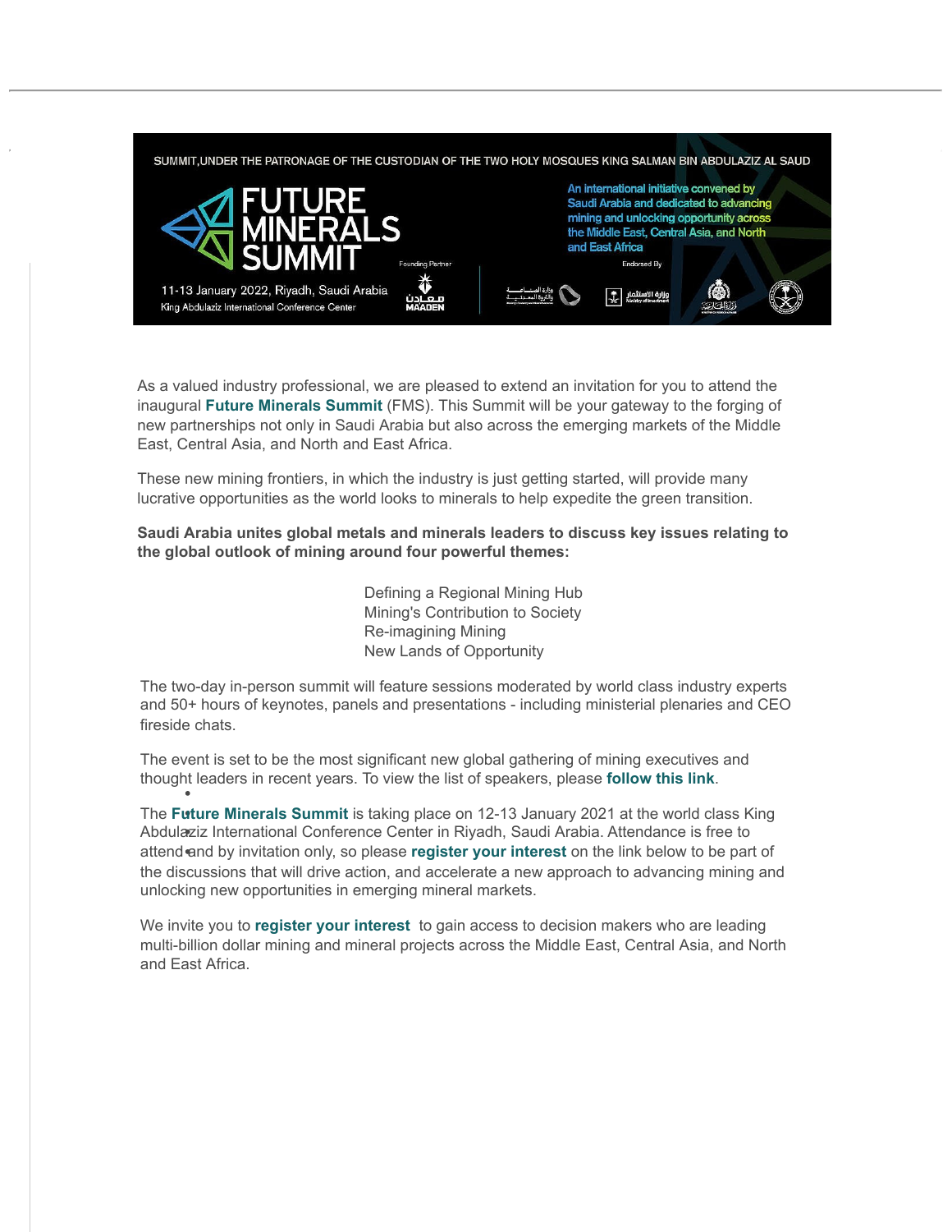SUMMIT,UNDER THE PATRONAGE OF THE CUSTODIAN OF THE TWO HOLY MOSQUES KING SALMAN BIN ABDULAZIZ AL SAUD

# FUTURE MINERALS SUMMIT

11-13 January 2022, Riyadh, Saudi Arabia
King Abdulaziz International Conference Center

Founding Partner
MAADEN

An international initiative convened by Saudi Arabia and dedicated to advancing mining and unlocking opportunity across the Middle East, Central Asia, and North and East Africa

Endorsed By

As a valued industry professional, we are pleased to extend an invitation for you to attend the inaugural **Future Minerals Summit** (FMS). This Summit will be your gateway to the forging of new partnerships not only in Saudi Arabia but also across the emerging markets of the Middle East, Central Asia, and North and East Africa.

These new mining frontiers, in which the industry is just getting started, will provide many lucrative opportunities as the world looks to minerals to help expedite the green transition.

**Saudi Arabia unites global metals and minerals leaders to discuss key issues relating to the global outlook of mining around four powerful themes:**

Defining a Regional Mining Hub
Mining's Contribution to Society
Re-imagining Mining
New Lands of Opportunity

The two-day in-person summit will feature sessions moderated by world class industry experts and 50+ hours of keynotes, panels and presentations - including ministerial plenaries and CEO fireside chats.

The event is set to be the most significant new global gathering of mining executives and thought leaders in recent years. To view the list of speakers, please **follow this link**.

The **Future Minerals Summit** is taking place on 12-13 January 2021 at the world class King Abdulaziz International Conference Center in Riyadh, Saudi Arabia. Attendance is free to attend and by invitation only, so please **register your interest** on the link below to be part of the discussions that will drive action, and accelerate a new approach to advancing mining and unlocking new opportunities in emerging mineral markets.

We invite you to **register your interest** to gain access to decision makers who are leading multi-billion dollar mining and mineral projects across the Middle East, Central Asia, and North and East Africa.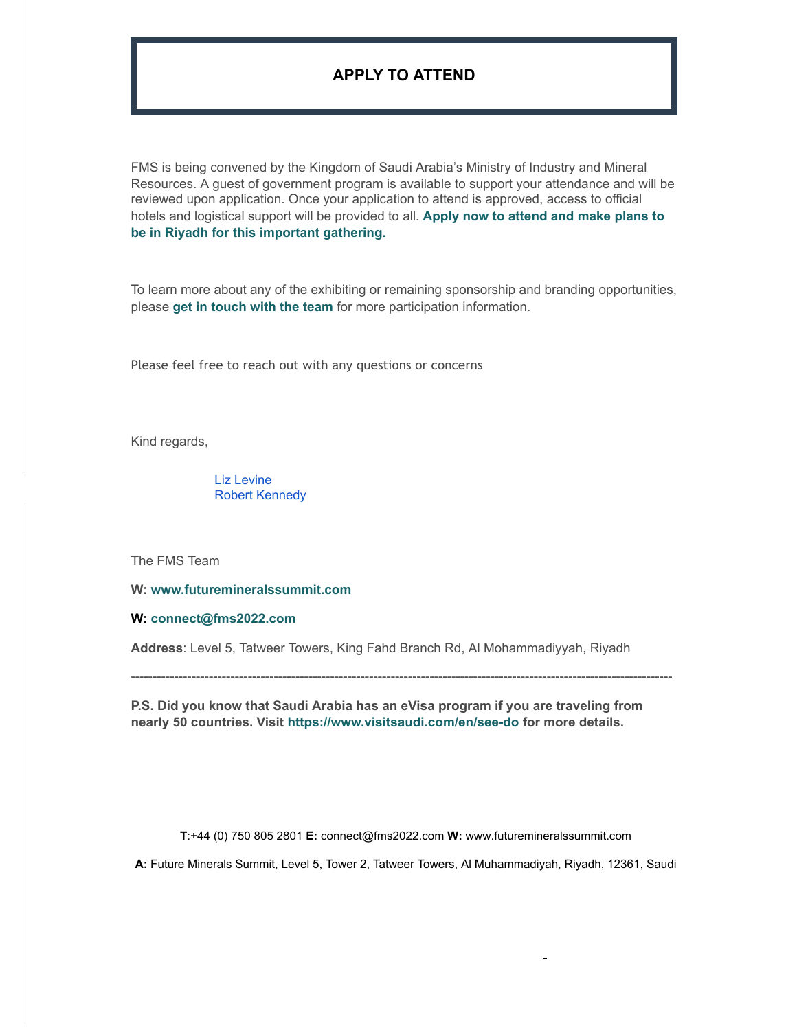**APPLY TO ATTEND**

FMS is being convened by the Kingdom of Saudi Arabia's Ministry of Industry and Mineral Resources. A guest of government program is available to support your attendance and will be reviewed upon application. Once your application to attend is approved, access to official hotels and logistical support will be provided to all. **Apply now to attend and make plans to be in Riyadh for this important gathering.**

To learn more about any of the exhibiting or remaining sponsorship and branding opportunities, please **get in touch with the team** for more participation information.

Please feel free to reach out with any questions or concerns

Kind regards,

Liz Levine
Robert Kennedy

The FMS Team

**W: www.futuremineralssummit.com**

**W: connect@fms2022.com**

**Address**: Level 5, Tatweer Towers, King Fahd Branch Rd, Al Mohammadiyyah, Riyadh

---

**P.S. Did you know that Saudi Arabia has an eVisa program if you are traveling from nearly 50 countries. Visit https://www.visitsaudi.com/en/see-do for more details.**

**T**:+44 (0) 750 805 2801 **E:** connect@fms2022.com **W:** www.futuremineralssummit.com

**A:** Future Minerals Summit, Level 5, Tower 2, Tatweer Towers, Al Muhammadiyah, Riyadh, 12361, Saudi